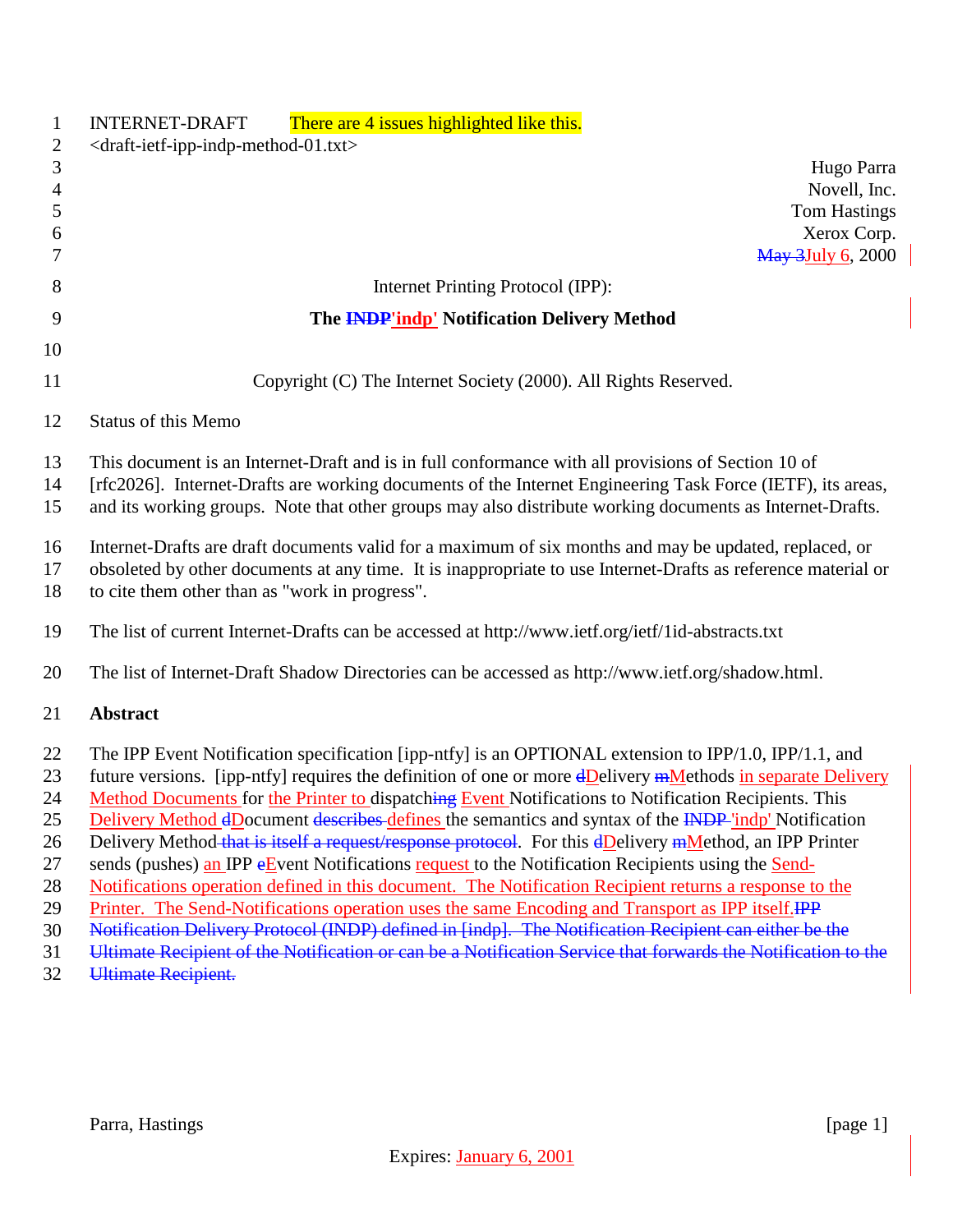INTERNET-DRAFT There are 4 issues highlighted like this.
<draft-ietf-ipp-indp-method-01.txt>

Hugo Parra
Novell, Inc.
Tom Hastings
Xerox Corp.
~~May 3~~July 6, 2000

# Internet Printing Protocol (IPP):

## The ~~INDP~~'indp' Notification Delivery Method

Copyright (C) The Internet Society (2000). All Rights Reserved.

Status of this Memo

This document is an Internet-Draft and is in full conformance with all provisions of Section 10 of [rfc2026]. Internet-Drafts are working documents of the Internet Engineering Task Force (IETF), its areas, and its working groups. Note that other groups may also distribute working documents as Internet-Drafts.

Internet-Drafts are draft documents valid for a maximum of six months and may be updated, replaced, or obsoleted by other documents at any time. It is inappropriate to use Internet-Drafts as reference material or to cite them other than as "work in progress".

The list of current Internet-Drafts can be accessed at http://www.ietf.org/ietf/1id-abstracts.txt

The list of Internet-Draft Shadow Directories can be accessed as http://www.ietf.org/shadow.html.

**Abstract**

The IPP Event Notification specification [ipp-ntfy] is an OPTIONAL extension to IPP/1.0, IPP/1.1, and future versions. [ipp-ntfy] requires the definition of one or more ~~d~~Delivery ~~m~~Methods in separate Delivery Method Documents for the Printer to dispatch~~ing~~ Event Notifications to Notification Recipients. This Delivery Method ~~d~~Document ~~describes~~ defines the semantics and syntax of the ~~INDP~~ 'indp' Notification Delivery Method~~ that is itself a request/response protocol~~. For this ~~d~~Delivery ~~m~~Method, an IPP Printer sends (pushes) an IPP ~~e~~Event Notifications request to the Notification Recipients using the Send-Notifications operation defined in this document. The Notification Recipient returns a response to the Printer. The Send-Notifications operation uses the same Encoding and Transport as IPP itself.~~IPP Notification Delivery Protocol (INDP) defined in [indp]. The Notification Recipient can either be the Ultimate Recipient of the Notification or can be a Notification Service that forwards the Notification to the Ultimate Recipient.~~

Expires: January 6, 2001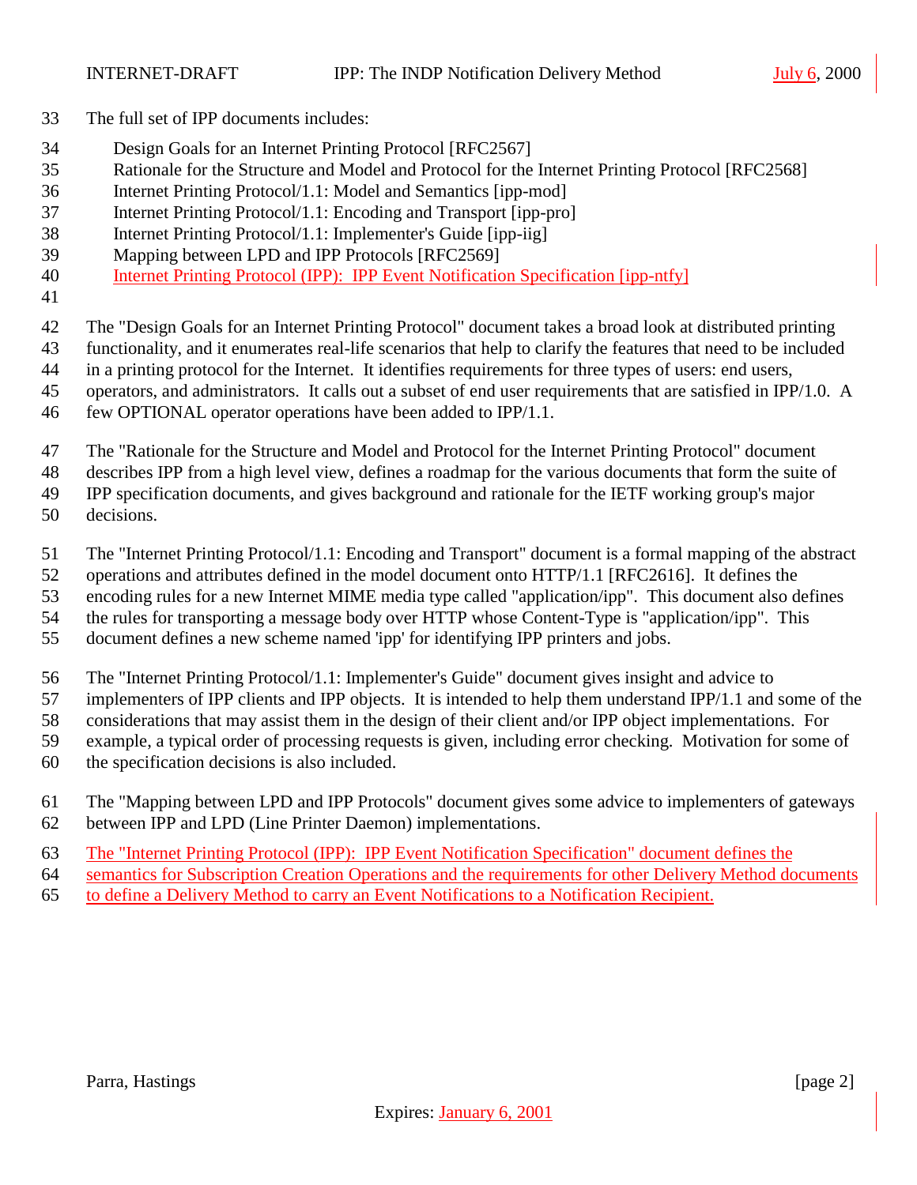The full set of IPP documents includes:

- Design Goals for an Internet Printing Protocol [RFC2567]
- Rationale for the Structure and Model and Protocol for the Internet Printing Protocol [RFC2568]
- Internet Printing Protocol/1.1: Model and Semantics [ipp-mod]
- Internet Printing Protocol/1.1: Encoding and Transport [ipp-pro]
- Internet Printing Protocol/1.1: Implementer's Guide [ipp-iig]
- Mapping between LPD and IPP Protocols [RFC2569]
- Internet Printing Protocol (IPP): IPP Event Notification Specification [ipp-ntfy]

The "Design Goals for an Internet Printing Protocol" document takes a broad look at distributed printing functionality, and it enumerates real-life scenarios that help to clarify the features that need to be included in a printing protocol for the Internet. It identifies requirements for three types of users: end users, operators, and administrators. It calls out a subset of end user requirements that are satisfied in IPP/1.0. A few OPTIONAL operator operations have been added to IPP/1.1.

The "Rationale for the Structure and Model and Protocol for the Internet Printing Protocol" document describes IPP from a high level view, defines a roadmap for the various documents that form the suite of IPP specification documents, and gives background and rationale for the IETF working group's major decisions.

The "Internet Printing Protocol/1.1: Encoding and Transport" document is a formal mapping of the abstract operations and attributes defined in the model document onto HTTP/1.1 [RFC2616]. It defines the encoding rules for a new Internet MIME media type called "application/ipp". This document also defines the rules for transporting a message body over HTTP whose Content-Type is "application/ipp". This document defines a new scheme named 'ipp' for identifying IPP printers and jobs.

The "Internet Printing Protocol/1.1: Implementer's Guide" document gives insight and advice to implementers of IPP clients and IPP objects. It is intended to help them understand IPP/1.1 and some of the considerations that may assist them in the design of their client and/or IPP object implementations. For example, a typical order of processing requests is given, including error checking. Motivation for some of the specification decisions is also included.

The "Mapping between LPD and IPP Protocols" document gives some advice to implementers of gateways between IPP and LPD (Line Printer Daemon) implementations.

The "Internet Printing Protocol (IPP): IPP Event Notification Specification" document defines the semantics for Subscription Creation Operations and the requirements for other Delivery Method documents to define a Delivery Method to carry an Event Notifications to a Notification Recipient.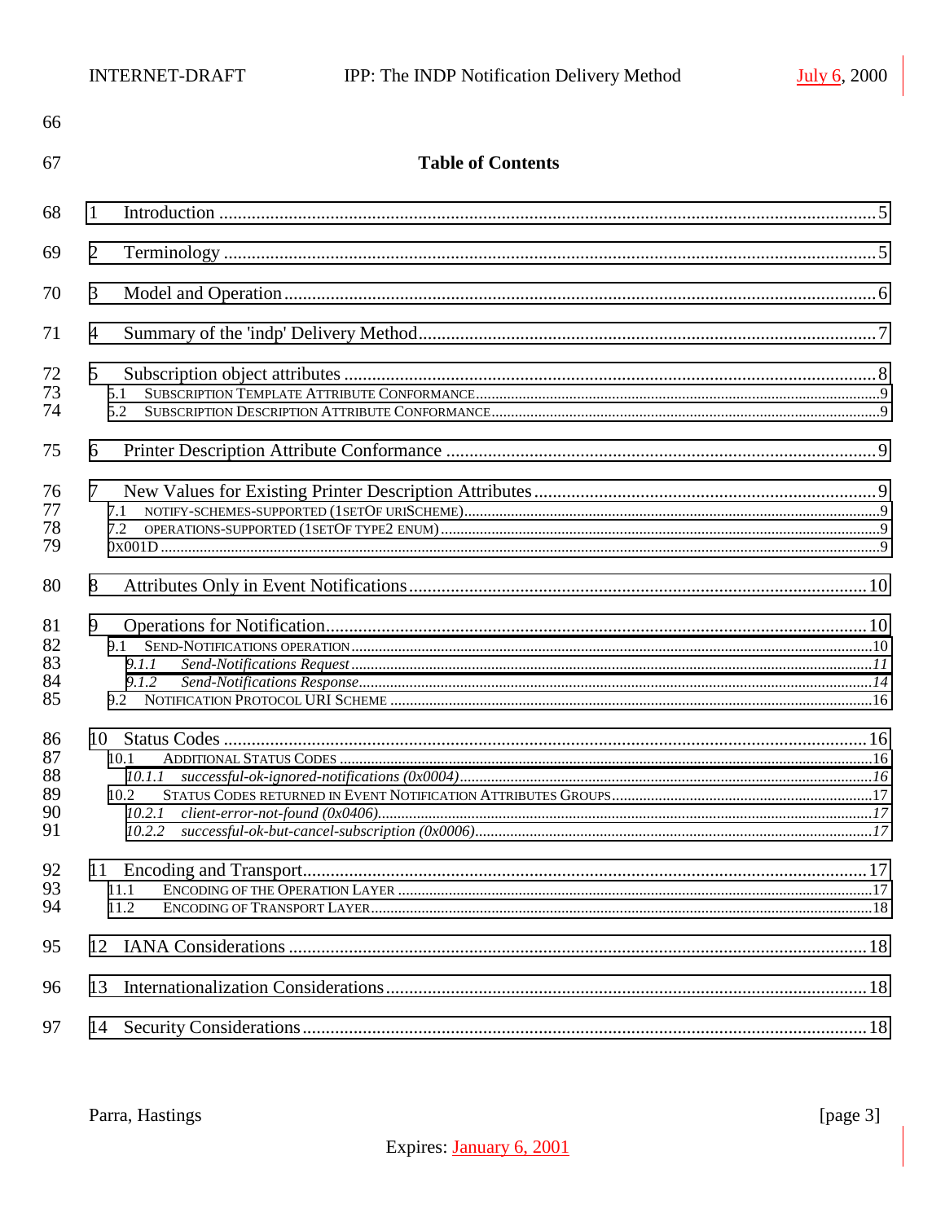## Table of Contents

1 Introduction ........................................................................................................ 5

2 Terminology ........................................................................................................ 5

3 Model and Operation ........................................................................................... 6

4 Summary of the 'indp' Delivery Method ............................................................... 7

5 Subscription object attributes ............................................................................... 8
   - 5.1 SUBSCRIPTION TEMPLATE ATTRIBUTE CONFORMANCE ........................................... 9
   - 5.2 SUBSCRIPTION DESCRIPTION ATTRIBUTE CONFORMANCE ......................................... 9

6 Printer Description Attribute Conformance ........................................................... 9

7 New Values for Existing Printer Description Attributes ......................................... 9
   - 7.1 NOTIFY-SCHEMES-SUPPORTED (1SETOF URISCHEME) ................................................ 9
   - 7.2 OPERATIONS-SUPPORTED (1SETOF TYPE2 ENUM) ...................................................... 9
   - 0x001D .................................................................................................................. 9

8 Attributes Only in Event Notifications .................................................................. 10

9 Operations for Notification .................................................................................. 10
   - 9.1 SEND-NOTIFICATIONS OPERATION ........................................................................ 10
     - *9.1.1 Send-Notifications Request* ......................................................................... *11*
     - *9.1.2 Send-Notifications Response* ....................................................................... *14*
   - 9.2 NOTIFICATION PROTOCOL URI SCHEME ................................................................. 16

10 Status Codes ..................................................................................................... 16
   - 10.1 ADDITIONAL STATUS CODES ............................................................................... 16
     - *10.1.1 successful-ok-ignored-notifications (0x0004)* ................................................ *16*
   - 10.2 STATUS CODES RETURNED IN EVENT NOTIFICATION ATTRIBUTES GROUPS .................. 17
     - *10.2.1 client-error-not-found (0x0406)* .................................................................. *17*
     - *10.2.2 successful-ok-but-cancel-subscription (0x0006)* ............................................ *17*

11 Encoding and Transport ...................................................................................... 17
   - 11.1 ENCODING OF THE OPERATION LAYER ................................................................... 17
   - 11.2 ENCODING OF TRANSPORT LAYER ......................................................................... 18

12 IANA Considerations .......................................................................................... 18

13 Internationalization Considerations ..................................................................... 18

14 Security Considerations ...................................................................................... 18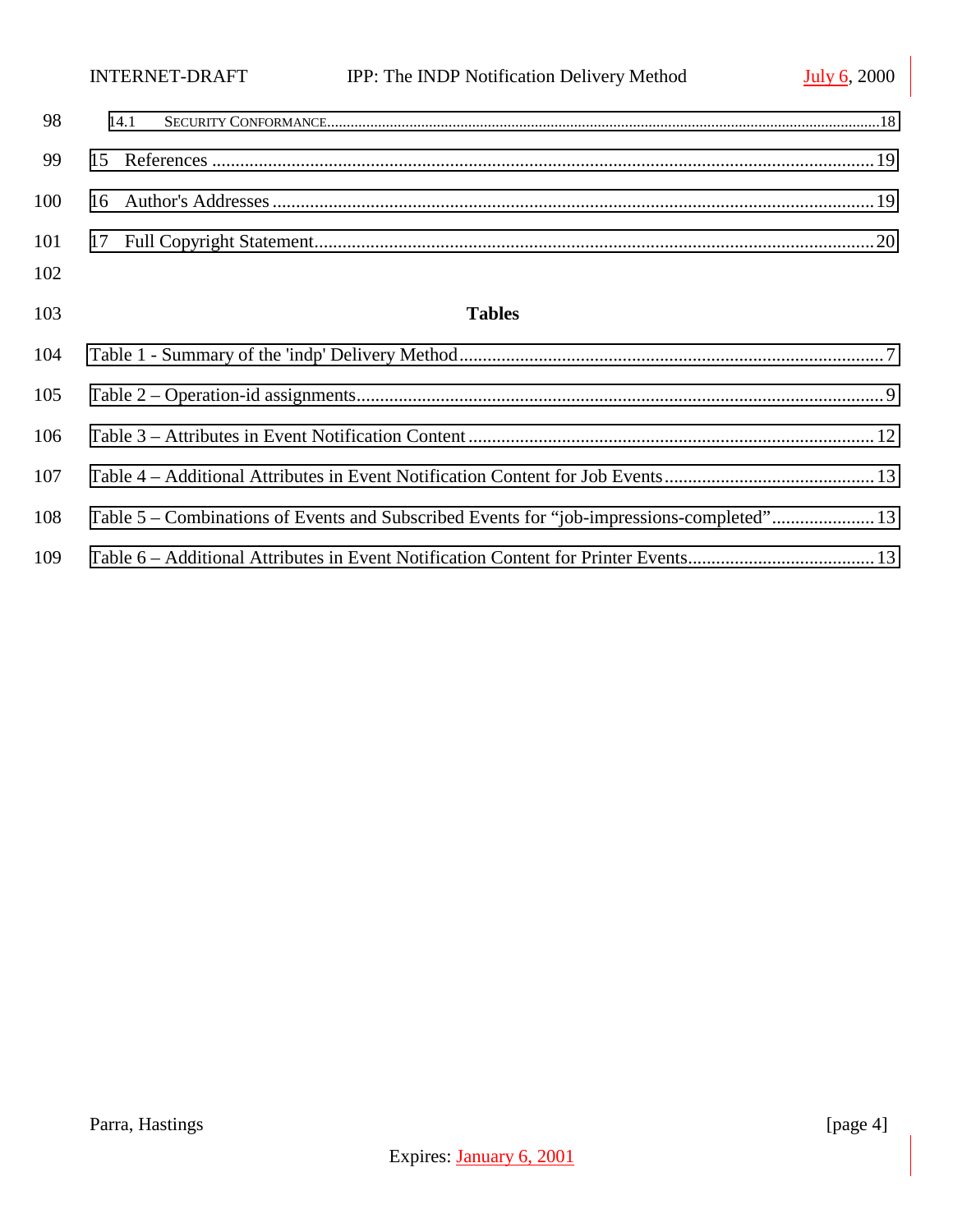98 14.1 SECURITY CONFORMANCE......18

99 15 References ......19

100 16 Author's Addresses ......19

101 17 Full Copyright Statement......20

102

103 **Tables**

104 Table 1 - Summary of the 'indp' Delivery Method......7

105 Table 2 – Operation-id assignments......9

106 Table 3 – Attributes in Event Notification Content ......12

107 Table 4 – Additional Attributes in Event Notification Content for Job Events......13

108 Table 5 – Combinations of Events and Subscribed Events for “job-impressions-completed”......13

109 Table 6 – Additional Attributes in Event Notification Content for Printer Events......13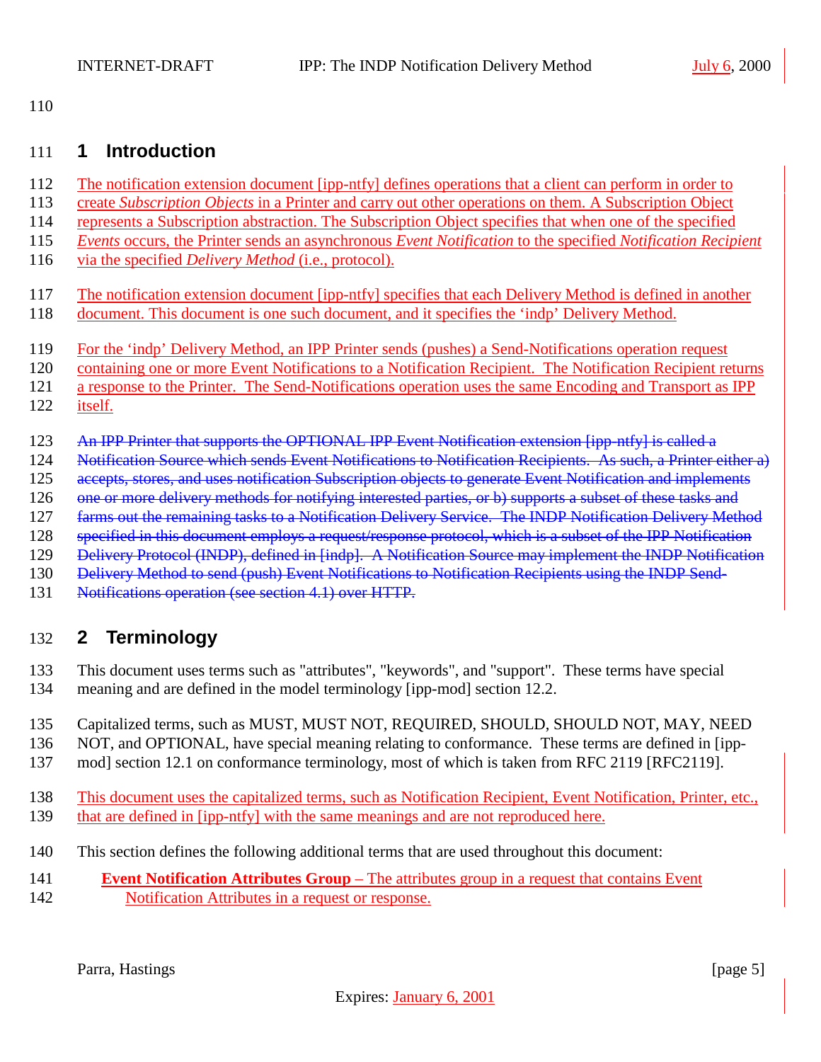## 1 Introduction

The notification extension document [ipp-ntfy] defines operations that a client can perform in order to create *Subscription Objects* in a Printer and carry out other operations on them. A Subscription Object represents a Subscription abstraction. The Subscription Object specifies that when one of the specified *Events* occurs, the Printer sends an asynchronous *Event Notification* to the specified *Notification Recipient* via the specified *Delivery Method* (i.e., protocol).

The notification extension document [ipp-ntfy] specifies that each Delivery Method is defined in another document. This document is one such document, and it specifies the 'indp' Delivery Method.

For the 'indp' Delivery Method, an IPP Printer sends (pushes) a Send-Notifications operation request containing one or more Event Notifications to a Notification Recipient. The Notification Recipient returns a response to the Printer. The Send-Notifications operation uses the same Encoding and Transport as IPP itself.

~~An IPP Printer that supports the OPTIONAL IPP Event Notification extension [ipp-ntfy] is called a Notification Source which sends Event Notifications to Notification Recipients. As such, a Printer either a) accepts, stores, and uses notification Subscription objects to generate Event Notification and implements one or more delivery methods for notifying interested parties, or b) supports a subset of these tasks and farms out the remaining tasks to a Notification Delivery Service. The INDP Notification Delivery Method specified in this document employs a request/response protocol, which is a subset of the IPP Notification Delivery Protocol (INDP), defined in [indp]. A Notification Source may implement the INDP Notification Delivery Method to send (push) Event Notifications to Notification Recipients using the INDP Send-Notifications operation (see section 4.1) over HTTP.~~

## 2 Terminology

This document uses terms such as "attributes", "keywords", and "support". These terms have special meaning and are defined in the model terminology [ipp-mod] section 12.2.

Capitalized terms, such as MUST, MUST NOT, REQUIRED, SHOULD, SHOULD NOT, MAY, NEED NOT, and OPTIONAL, have special meaning relating to conformance. These terms are defined in [ipp-mod] section 12.1 on conformance terminology, most of which is taken from RFC 2119 [RFC2119].

This document uses the capitalized terms, such as Notification Recipient, Event Notification, Printer, etc., that are defined in [ipp-ntfy] with the same meanings and are not reproduced here.

This section defines the following additional terms that are used throughout this document:

**Event Notification Attributes Group** – The attributes group in a request that contains Event Notification Attributes in a request or response.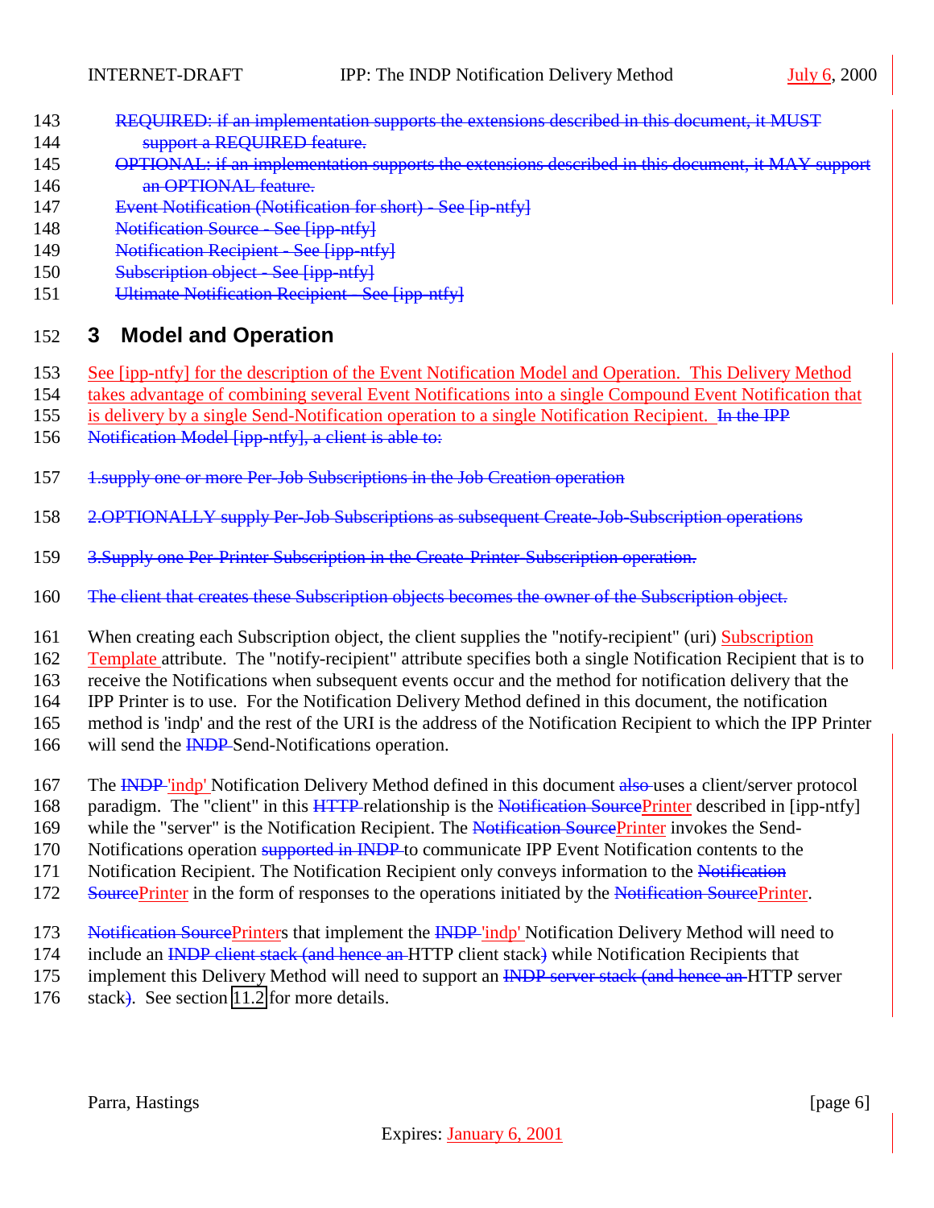REQUIRED: if an implementation supports the extensions described in this document, it MUST support a REQUIRED feature.

OPTIONAL: if an implementation supports the extensions described in this document, it MAY support an OPTIONAL feature.

Event Notification (Notification for short) - See [ip-ntfy]

Notification Source - See [ipp-ntfy]

Notification Recipient - See [ipp-ntfy]

Subscription object - See [ipp-ntfy]

Ultimate Notification Recipient - See [ipp-ntfy]

# 3 Model and Operation

See [ipp-ntfy] for the description of the Event Notification Model and Operation. This Delivery Method takes advantage of combining several Event Notifications into a single Compound Event Notification that is delivery by a single Send-Notification operation to a single Notification Recipient. In the IPP Notification Model [ipp-ntfy], a client is able to:

1.supply one or more Per-Job Subscriptions in the Job Creation operation

2.OPTIONALLY supply Per-Job Subscriptions as subsequent Create-Job-Subscription operations

3.Supply one Per-Printer Subscription in the Create-Printer-Subscription operation.

The client that creates these Subscription objects becomes the owner of the Subscription object.

When creating each Subscription object, the client supplies the "notify-recipient" (uri) Subscription Template attribute. The "notify-recipient" attribute specifies both a single Notification Recipient that is to receive the Notifications when subsequent events occur and the method for notification delivery that the IPP Printer is to use. For the Notification Delivery Method defined in this document, the notification method is 'indp' and the rest of the URI is the address of the Notification Recipient to which the IPP Printer will send the INDP Send-Notifications operation.

The INDP 'indp' Notification Delivery Method defined in this document also uses a client/server protocol paradigm. The "client" in this HTTP relationship is the Notification SourcePrinter described in [ipp-ntfy] while the "server" is the Notification Recipient. The Notification SourcePrinter invokes the Send-Notifications operation supported in INDP to communicate IPP Event Notification contents to the Notification Recipient. The Notification Recipient only conveys information to the Notification SourcePrinter in the form of responses to the operations initiated by the Notification SourcePrinter.

Notification SourcePrinters that implement the INDP 'indp' Notification Delivery Method will need to include an INDP client stack (and hence an HTTP client stack) while Notification Recipients that implement this Delivery Method will need to support an INDP server stack (and hence an HTTP server stack). See section 11.2 for more details.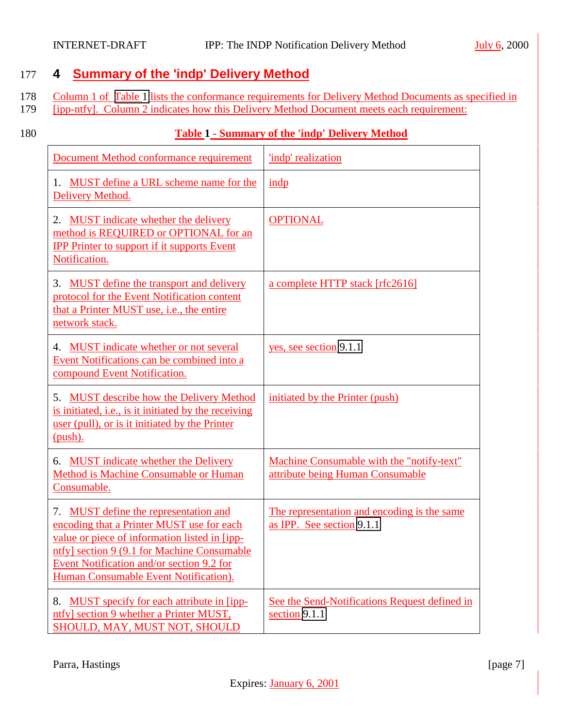## 4 Summary of the 'indp' Delivery Method

Column 1 of Table 1 lists the conformance requirements for Delivery Method Documents as specified in [ipp-ntfy]. Column 2 indicates how this Delivery Method Document meets each requirement:

**Table 1 - Summary of the 'indp' Delivery Method**

| Document Method conformance requirement | 'indp' realization |
|---|---|
| 1. MUST define a URL scheme name for the Delivery Method. | indp |
| 2. MUST indicate whether the delivery method is REQUIRED or OPTIONAL for an IPP Printer to support if it supports Event Notification. | OPTIONAL |
| 3. MUST define the transport and delivery protocol for the Event Notification content that a Printer MUST use, i.e., the entire network stack. | a complete HTTP stack [rfc2616] |
| 4. MUST indicate whether or not several Event Notifications can be combined into a compound Event Notification. | yes, see section 9.1.1 |
| 5. MUST describe how the Delivery Method is initiated, i.e., is it initiated by the receiving user (pull), or is it initiated by the Printer (push). | initiated by the Printer (push) |
| 6. MUST indicate whether the Delivery Method is Machine Consumable or Human Consumable. | Machine Consumable with the "notify-text" attribute being Human Consumable |
| 7. MUST define the representation and encoding that a Printer MUST use for each value or piece of information listed in [ipp-ntfy] section 9 (9.1 for Machine Consumable Event Notification and/or section 9.2 for Human Consumable Event Notification). | The representation and encoding is the same as IPP. See section 9.1.1 |
| 8. MUST specify for each attribute in [ipp-ntfy] section 9 whether a Printer MUST, SHOULD, MAY, MUST NOT, SHOULD | See the Send-Notifications Request defined in section 9.1.1 |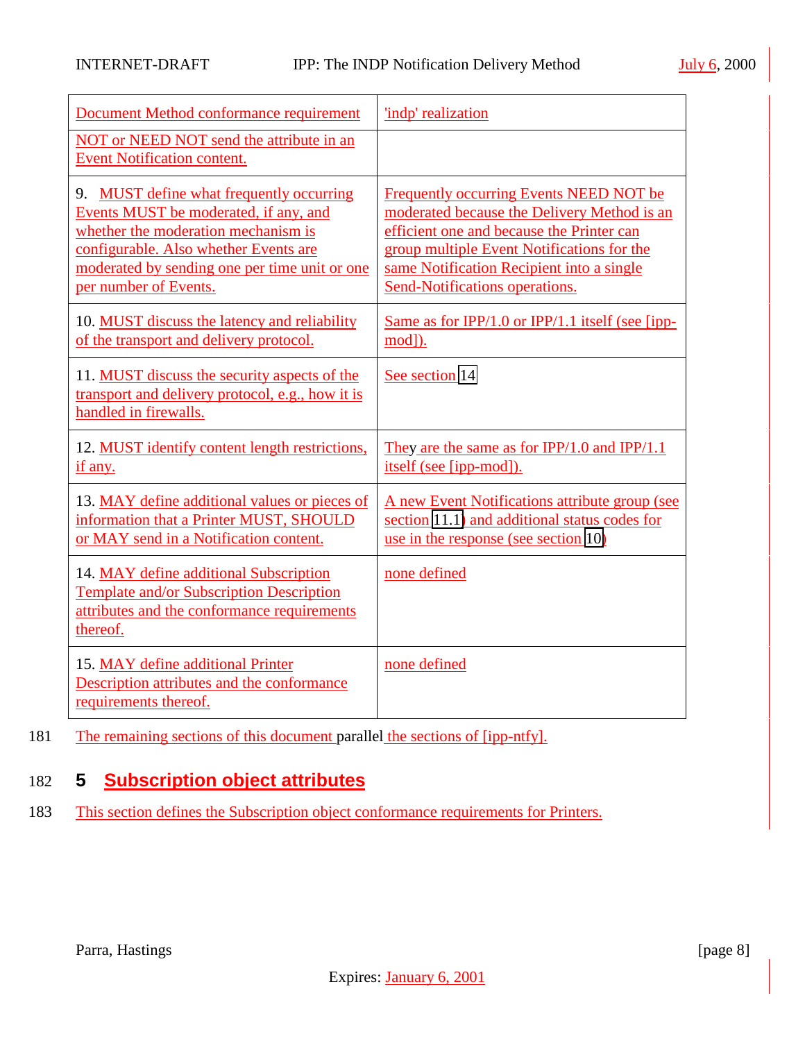| Document Method conformance requirement | 'indp' realization |
| --- | --- |
| NOT or NEED NOT send the attribute in an Event Notification content. | |
| 9. MUST define what frequently occurring Events MUST be moderated, if any, and whether the moderation mechanism is configurable. Also whether Events are moderated by sending one per time unit or one per number of Events. | Frequently occurring Events NEED NOT be moderated because the Delivery Method is an efficient one and because the Printer can group multiple Event Notifications for the same Notification Recipient into a single Send-Notifications operations. |
| 10. MUST discuss the latency and reliability of the transport and delivery protocol. | Same as for IPP/1.0 or IPP/1.1 itself (see [ipp-mod]). |
| 11. MUST discuss the security aspects of the transport and delivery protocol, e.g., how it is handled in firewalls. | See section 14 |
| 12. MUST identify content length restrictions, if any. | They are the same as for IPP/1.0 and IPP/1.1 itself (see [ipp-mod]). |
| 13. MAY define additional values or pieces of information that a Printer MUST, SHOULD or MAY send in a Notification content. | A new Event Notifications attribute group (see section 11.1) and additional status codes for use in the response (see section 10) |
| 14. MAY define additional Subscription Template and/or Subscription Description attributes and the conformance requirements thereof. | none defined |
| 15. MAY define additional Printer Description attributes and the conformance requirements thereof. | none defined |

181 The remaining sections of this document parallel the sections of [ipp-ntfy].

## 182 5 Subscription object attributes

183 This section defines the Subscription object conformance requirements for Printers.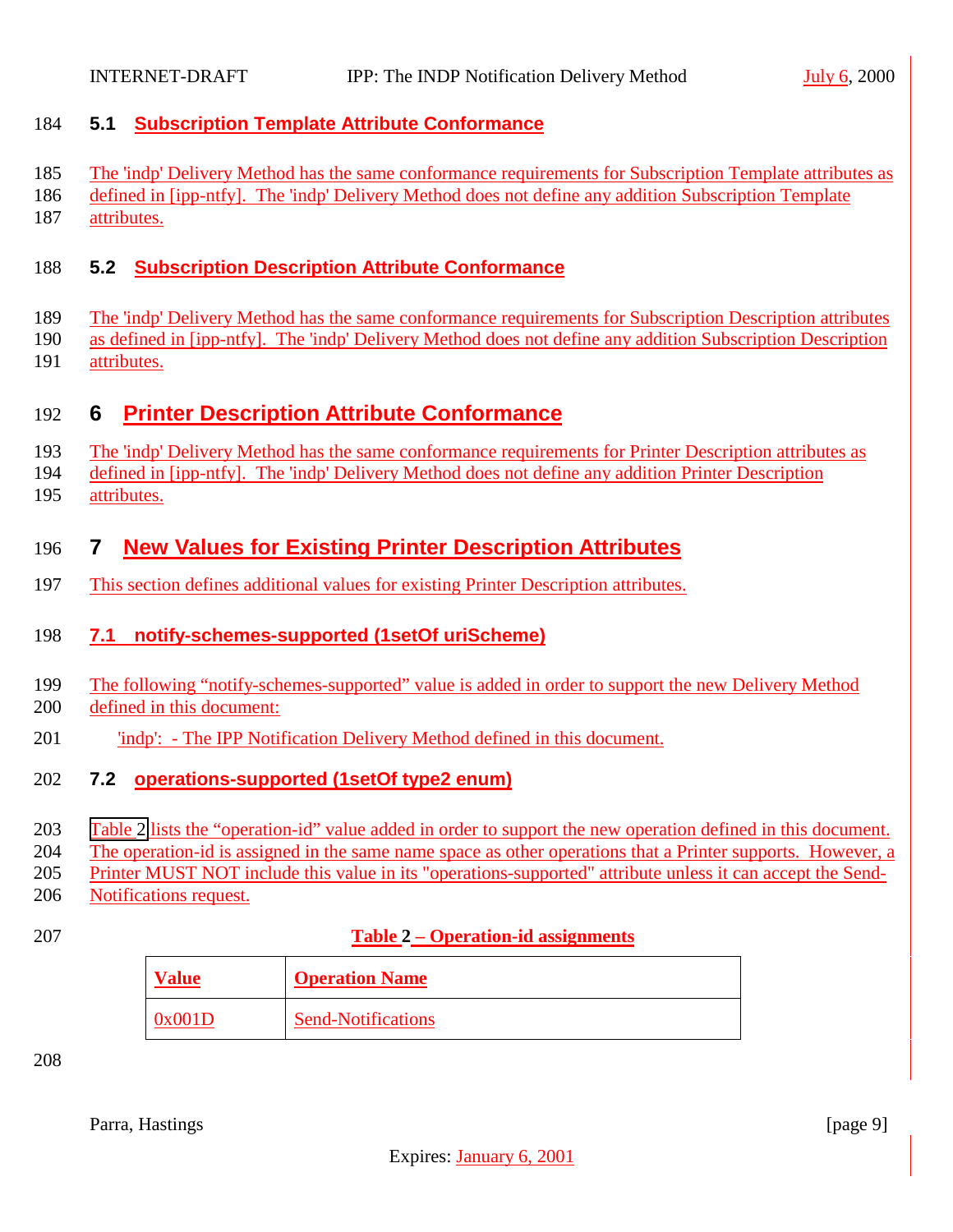### 5.1 Subscription Template Attribute Conformance

The 'indp' Delivery Method has the same conformance requirements for Subscription Template attributes as defined in [ipp-ntfy]. The 'indp' Delivery Method does not define any addition Subscription Template attributes.

### 5.2 Subscription Description Attribute Conformance

The 'indp' Delivery Method has the same conformance requirements for Subscription Description attributes as defined in [ipp-ntfy]. The 'indp' Delivery Method does not define any addition Subscription Description attributes.

## 6 Printer Description Attribute Conformance

The 'indp' Delivery Method has the same conformance requirements for Printer Description attributes as defined in [ipp-ntfy]. The 'indp' Delivery Method does not define any addition Printer Description attributes.

## 7 New Values for Existing Printer Description Attributes

This section defines additional values for existing Printer Description attributes.

### 7.1 notify-schemes-supported (1setOf uriScheme)

The following "notify-schemes-supported" value is added in order to support the new Delivery Method defined in this document:

'indp': - The IPP Notification Delivery Method defined in this document.

### 7.2 operations-supported (1setOf type2 enum)

Table 2 lists the "operation-id" value added in order to support the new operation defined in this document. The operation-id is assigned in the same name space as other operations that a Printer supports. However, a Printer MUST NOT include this value in its "operations-supported" attribute unless it can accept the Send-Notifications request.

**Table 2 – Operation-id assignments**

| Value | Operation Name |
|---|---|
| 0x001D | Send-Notifications |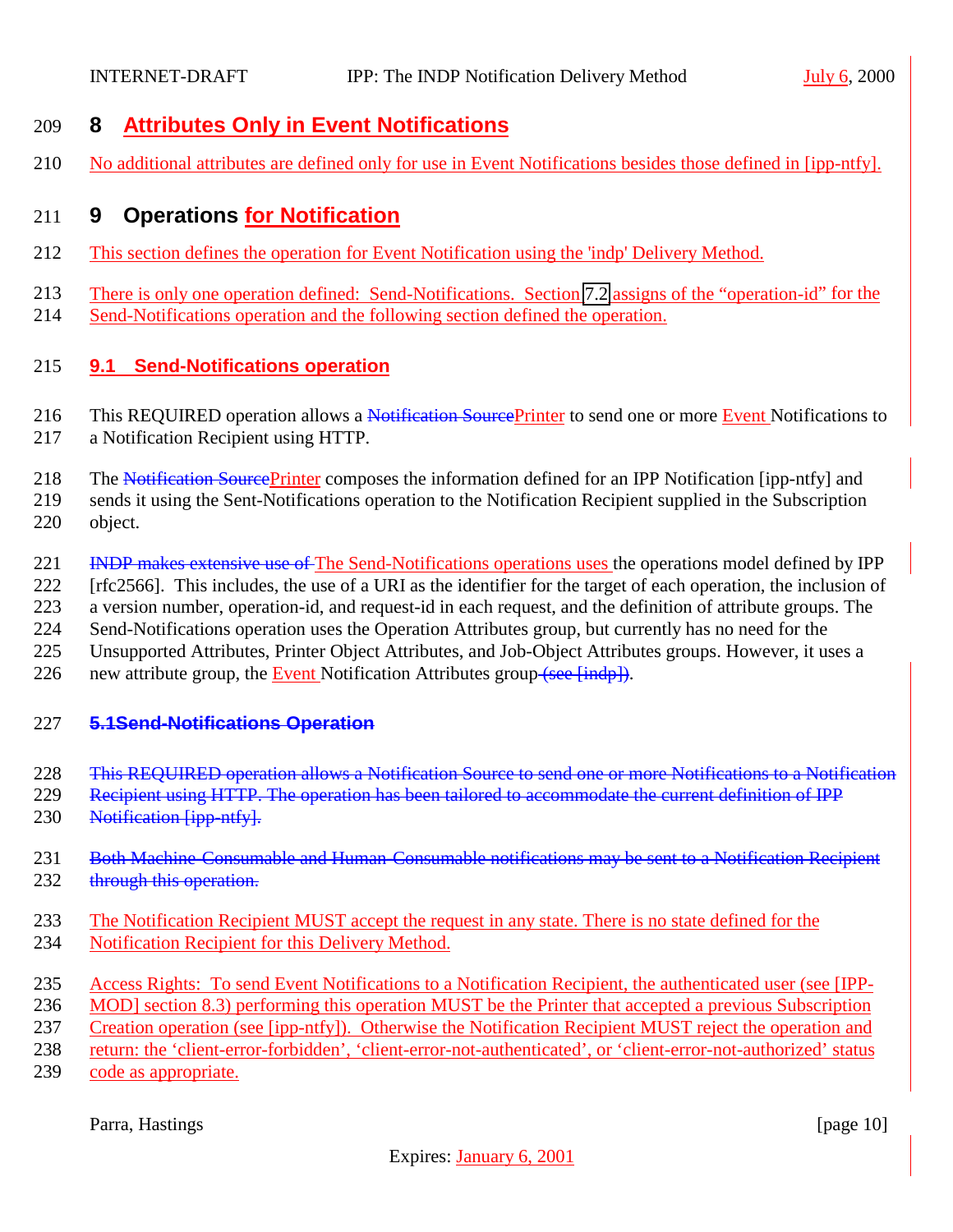## 8 Attributes Only in Event Notifications

No additional attributes are defined only for use in Event Notifications besides those defined in [ipp-ntfy].

## 9 Operations for Notification

This section defines the operation for Event Notification using the 'indp' Delivery Method.

There is only one operation defined: Send-Notifications. Section 7.2 assigns of the "operation-id" for the Send-Notifications operation and the following section defined the operation.

### 9.1 Send-Notifications operation

This REQUIRED operation allows a ~~Notification Source~~Printer to send one or more Event Notifications to a Notification Recipient using HTTP.

The ~~Notification Source~~Printer composes the information defined for an IPP Notification [ipp-ntfy] and sends it using the Sent-Notifications operation to the Notification Recipient supplied in the Subscription object.

~~INDP makes extensive use of~~ The Send-Notifications operations uses the operations model defined by IPP [rfc2566]. This includes, the use of a URI as the identifier for the target of each operation, the inclusion of a version number, operation-id, and request-id in each request, and the definition of attribute groups. The Send-Notifications operation uses the Operation Attributes group, but currently has no need for the Unsupported Attributes, Printer Object Attributes, and Job-Object Attributes groups. However, it uses a new attribute group, the Event Notification Attributes group ~~(see [indp])~~.

~~**5.1Send-Notifications Operation**~~

~~This REQUIRED operation allows a Notification Source to send one or more Notifications to a Notification Recipient using HTTP. The operation has been tailored to accommodate the current definition of IPP Notification [ipp-ntfy].~~

~~Both Machine-Consumable and Human-Consumable notifications may be sent to a Notification Recipient through this operation.~~

The Notification Recipient MUST accept the request in any state. There is no state defined for the Notification Recipient for this Delivery Method.

Access Rights: To send Event Notifications to a Notification Recipient, the authenticated user (see [IPP-MOD] section 8.3) performing this operation MUST be the Printer that accepted a previous Subscription Creation operation (see [ipp-ntfy]). Otherwise the Notification Recipient MUST reject the operation and return: the 'client-error-forbidden', 'client-error-not-authenticated', or 'client-error-not-authorized' status code as appropriate.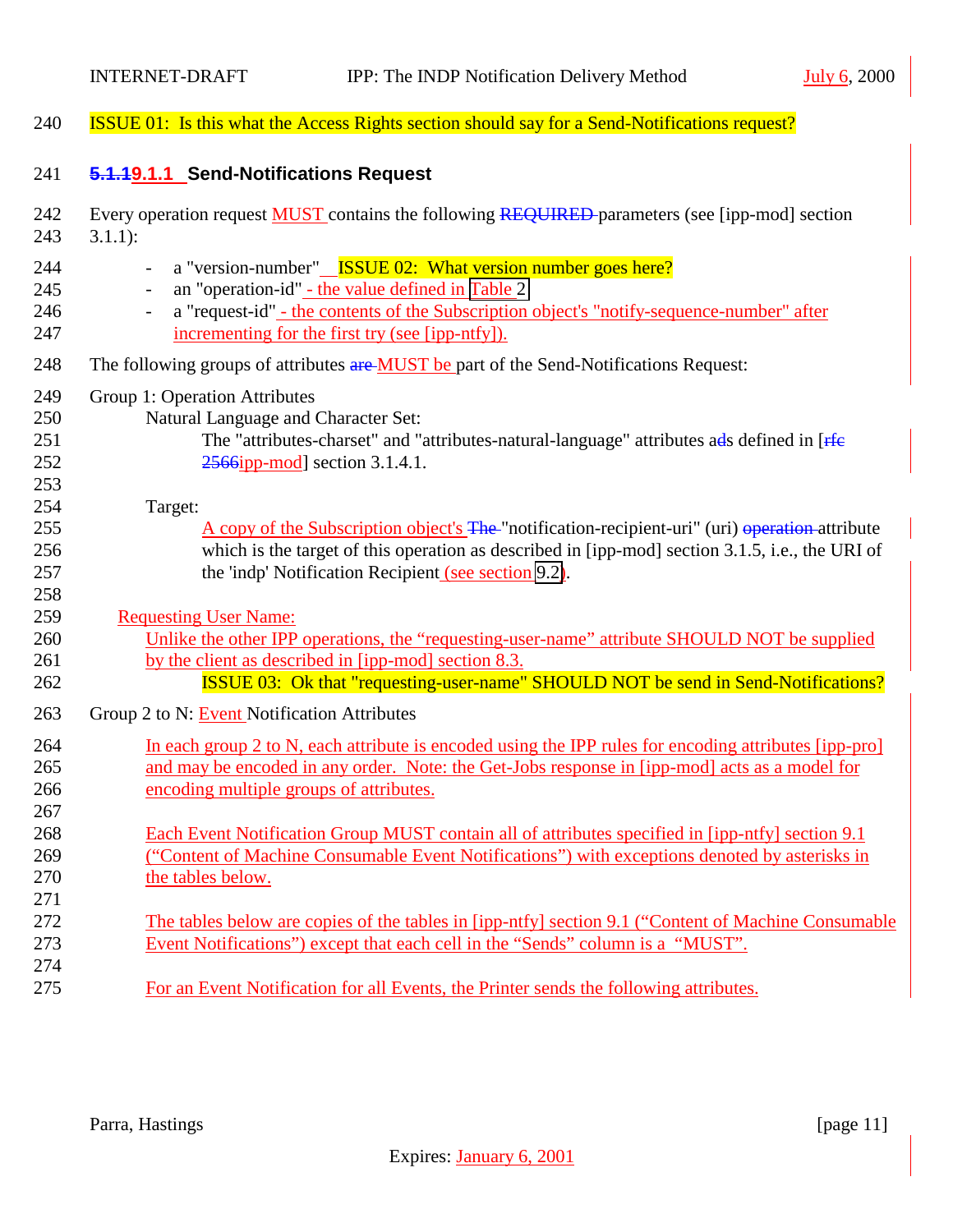ISSUE 01: Is this what the Access Rights section should say for a Send-Notifications request?

### 5.1.19.1.1 Send-Notifications Request

Every operation request MUST contains the following REQUIRED parameters (see [ipp-mod] section 3.1.1):

- a "version-number" ISSUE 02: What version number goes here?
- an "operation-id" - the value defined in Table 2
- a "request-id" - the contents of the Subscription object's "notify-sequence-number" after incrementing for the first try (see [ipp-ntfy]).

The following groups of attributes are MUST be part of the Send-Notifications Request:

Group 1: Operation Attributes

Natural Language and Character Set:

The "attributes-charset" and "attributes-natural-language" attributes ads defined in [rfc 2566ipp-mod] section 3.1.4.1.

Target:

A copy of the Subscription object's The "notification-recipient-uri" (uri) operation attribute which is the target of this operation as described in [ipp-mod] section 3.1.5, i.e., the URI of the 'indp' Notification Recipient (see section 9.2).

Requesting User Name:

Unlike the other IPP operations, the "requesting-user-name" attribute SHOULD NOT be supplied by the client as described in [ipp-mod] section 8.3.

ISSUE 03: Ok that "requesting-user-name" SHOULD NOT be send in Send-Notifications?

Group 2 to N: Event Notification Attributes

In each group 2 to N, each attribute is encoded using the IPP rules for encoding attributes [ipp-pro] and may be encoded in any order. Note: the Get-Jobs response in [ipp-mod] acts as a model for encoding multiple groups of attributes.

Each Event Notification Group MUST contain all of attributes specified in [ipp-ntfy] section 9.1 ("Content of Machine Consumable Event Notifications") with exceptions denoted by asterisks in the tables below.

The tables below are copies of the tables in [ipp-ntfy] section 9.1 ("Content of Machine Consumable Event Notifications") except that each cell in the "Sends" column is a "MUST".

For an Event Notification for all Events, the Printer sends the following attributes.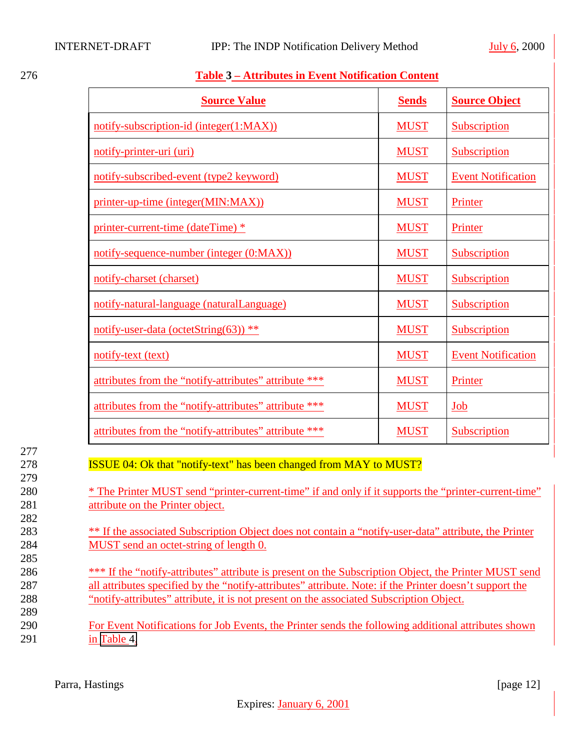**Table 3 – Attributes in Event Notification Content**

| Source Value | Sends | Source Object |
|---|---|---|
| notify-subscription-id (integer(1:MAX)) | MUST | Subscription |
| notify-printer-uri (uri) | MUST | Subscription |
| notify-subscribed-event (type2 keyword) | MUST | Event Notification |
| printer-up-time (integer(MIN:MAX)) | MUST | Printer |
| printer-current-time (dateTime) * | MUST | Printer |
| notify-sequence-number (integer (0:MAX)) | MUST | Subscription |
| notify-charset (charset) | MUST | Subscription |
| notify-natural-language (naturalLanguage) | MUST | Subscription |
| notify-user-data (octetString(63)) ** | MUST | Subscription |
| notify-text (text) | MUST | Event Notification |
| attributes from the “notify-attributes” attribute *** | MUST | Printer |
| attributes from the “notify-attributes” attribute *** | MUST | Job |
| attributes from the “notify-attributes” attribute *** | MUST | Subscription |

ISSUE 04: Ok that "notify-text" has been changed from MAY to MUST?

* The Printer MUST send “printer-current-time” if and only if it supports the “printer-current-time” attribute on the Printer object.

** If the associated Subscription Object does not contain a “notify-user-data” attribute, the Printer MUST send an octet-string of length 0.

*** If the “notify-attributes” attribute is present on the Subscription Object, the Printer MUST send all attributes specified by the “notify-attributes” attribute. Note: if the Printer doesn’t support the “notify-attributes” attribute, it is not present on the associated Subscription Object.

For Event Notifications for Job Events, the Printer sends the following additional attributes shown in Table 4.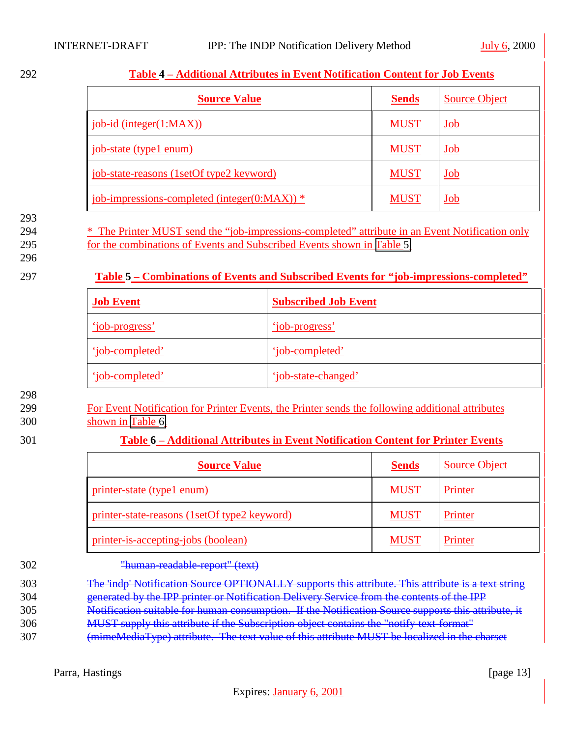**Table 4 – Additional Attributes in Event Notification Content for Job Events**

| Source Value | Sends | Source Object |
|---|---|---|
| job-id (integer(1:MAX)) | MUST | Job |
| job-state (type1 enum) | MUST | Job |
| job-state-reasons (1setOf type2 keyword) | MUST | Job |
| job-impressions-completed (integer(0:MAX)) * | MUST | Job |

* The Printer MUST send the “job-impressions-completed” attribute in an Event Notification only for the combinations of Events and Subscribed Events shown in Table 5.

**Table 5 – Combinations of Events and Subscribed Events for “job-impressions-completed”**

| Job Event | Subscribed Job Event |
|---|---|
| ‘job-progress’ | ‘job-progress’ |
| ‘job-completed’ | ‘job-completed’ |
| ‘job-completed’ | ‘job-state-changed’ |

For Event Notification for Printer Events, the Printer sends the following additional attributes shown in Table 6.

**Table 6 – Additional Attributes in Event Notification Content for Printer Events**

| Source Value | Sends | Source Object |
|---|---|---|
| printer-state (type1 enum) | MUST | Printer |
| printer-state-reasons (1setOf type2 keyword) | MUST | Printer |
| printer-is-accepting-jobs (boolean) | MUST | Printer |

~~"human-readable-report" (text)~~

~~The 'indp' Notification Source OPTIONALLY supports this attribute. This attribute is a text string generated by the IPP printer or Notification Delivery Service from the contents of the IPP Notification suitable for human consumption. If the Notification Source supports this attribute, it MUST supply this attribute if the Subscription object contains the "notify-text-format" (mimeMediaType) attribute. The text value of this attribute MUST be localized in the charset~~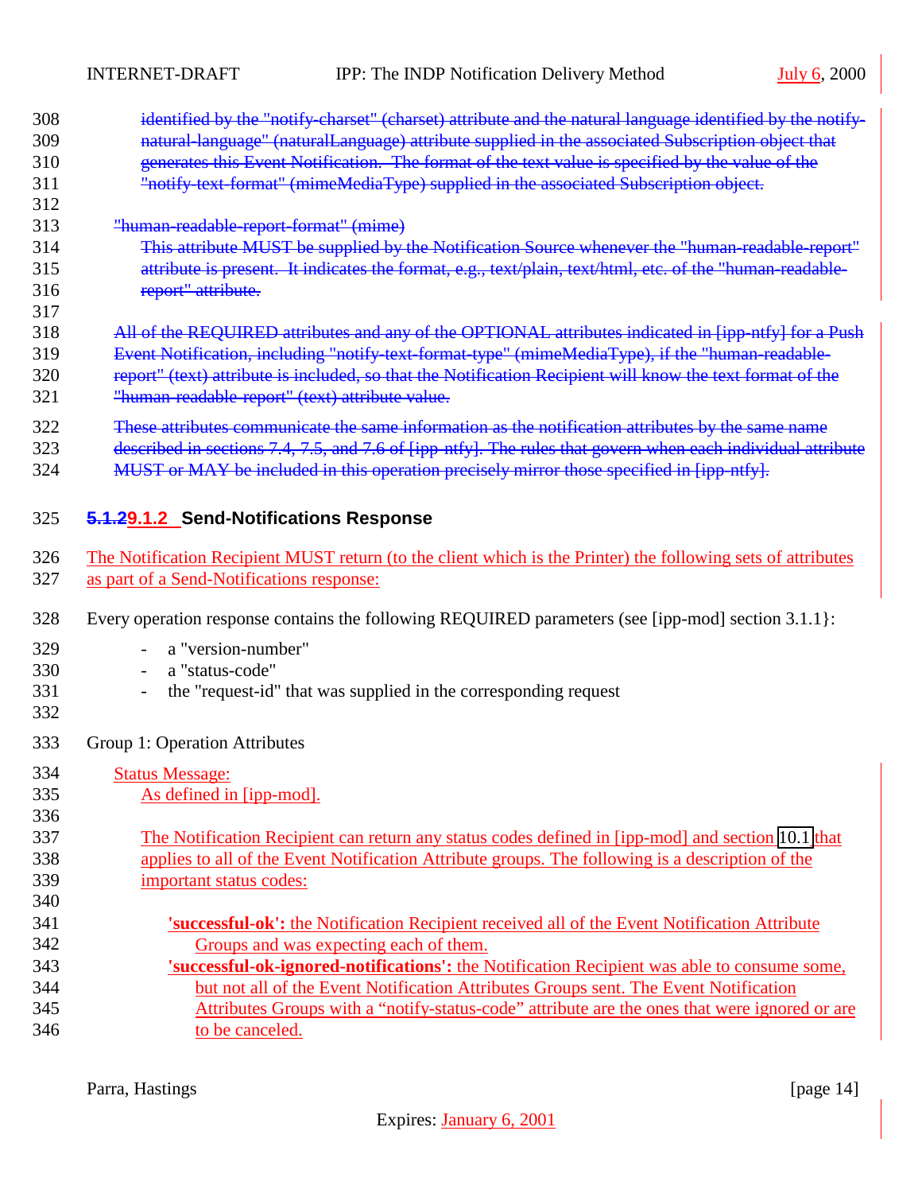identified by the "notify-charset" (charset) attribute and the natural language identified by the notify-natural-language" (naturalLanguage) attribute supplied in the associated Subscription object that generates this Event Notification. The format of the text value is specified by the value of the "notify-text-format" (mimeMediaType) supplied in the associated Subscription object.

"human-readable-report-format" (mime)

This attribute MUST be supplied by the Notification Source whenever the "human-readable-report" attribute is present. It indicates the format, e.g., text/plain, text/html, etc. of the "human-readable-report" attribute.

All of the REQUIRED attributes and any of the OPTIONAL attributes indicated in [ipp-ntfy] for a Push Event Notification, including "notify-text-format-type" (mimeMediaType), if the "human-readable-report" (text) attribute is included, so that the Notification Recipient will know the text format of the "human-readable-report" (text) attribute value.

These attributes communicate the same information as the notification attributes by the same name described in sections 7.4, 7.5, and 7.6 of [ipp-ntfy]. The rules that govern when each individual attribute MUST or MAY be included in this operation precisely mirror those specified in [ipp-ntfy].

### 5.1.2 9.1.2 Send-Notifications Response

The Notification Recipient MUST return (to the client which is the Printer) the following sets of attributes as part of a Send-Notifications response:

Every operation response contains the following REQUIRED parameters (see [ipp-mod] section 3.1.1}:

- a "version-number"
- a "status-code"
- the "request-id" that was supplied in the corresponding request

Group 1: Operation Attributes

Status Message:

As defined in [ipp-mod].

The Notification Recipient can return any status codes defined in [ipp-mod] and section 10.1 that applies to all of the Event Notification Attribute groups. The following is a description of the important status codes:

**'successful-ok':** the Notification Recipient received all of the Event Notification Attribute Groups and was expecting each of them.

**'successful-ok-ignored-notifications':** the Notification Recipient was able to consume some, but not all of the Event Notification Attributes Groups sent. The Event Notification Attributes Groups with a "notify-status-code" attribute are the ones that were ignored or are to be canceled.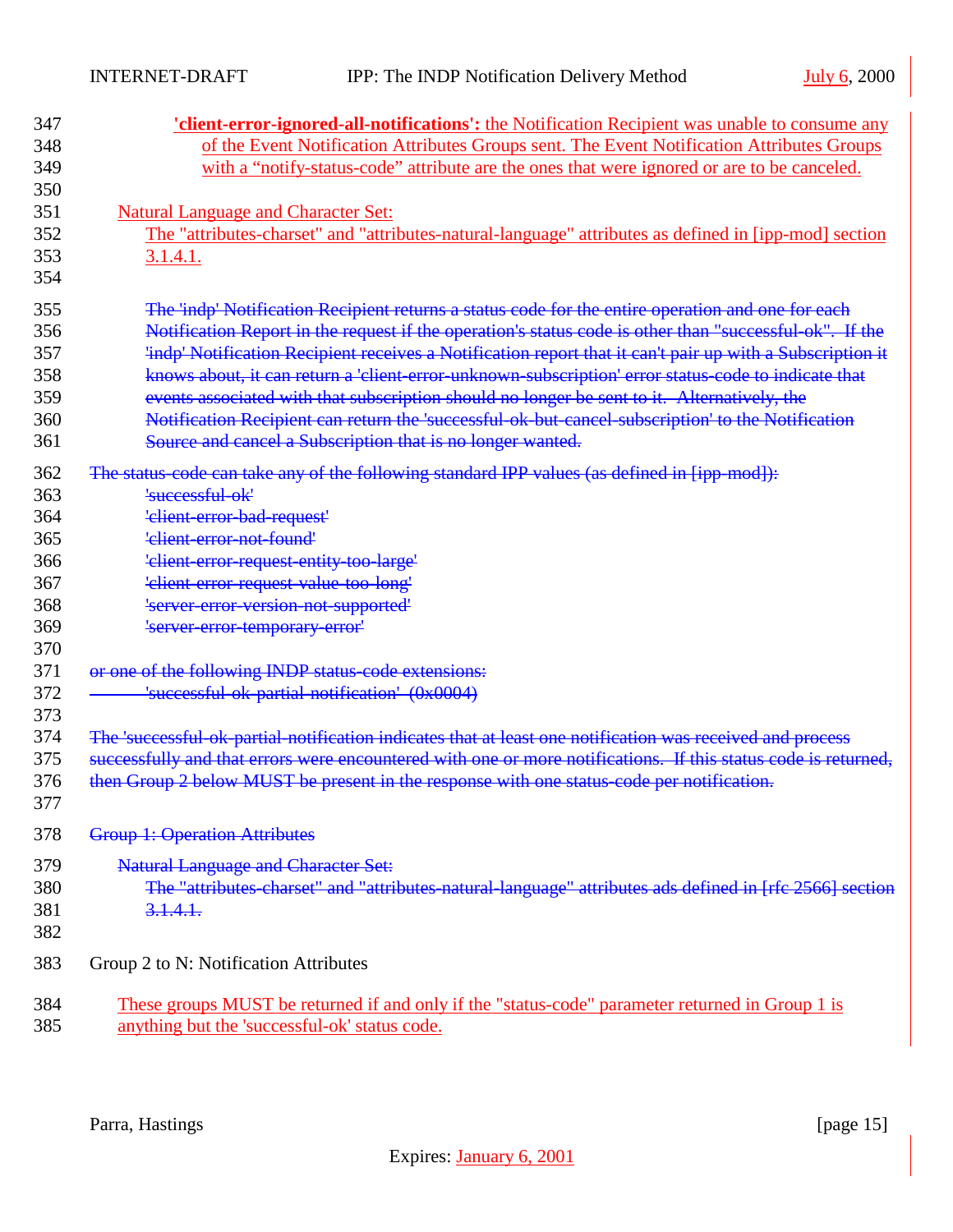**'client-error-ignored-all-notifications':** the Notification Recipient was unable to consume any of the Event Notification Attributes Groups sent. The Event Notification Attributes Groups with a "notify-status-code" attribute are the ones that were ignored or are to be canceled.

Natural Language and Character Set:
The "attributes-charset" and "attributes-natural-language" attributes as defined in [ipp-mod] section 3.1.4.1.

~~The 'indp' Notification Recipient returns a status code for the entire operation and one for each Notification Report in the request if the operation's status code is other than "successful-ok". If the 'indp' Notification Recipient receives a Notification report that it can't pair up with a Subscription it knows about, it can return a 'client-error-unknown-subscription' error status-code to indicate that events associated with that subscription should no longer be sent to it. Alternatively, the Notification Recipient can return the 'successful-ok-but-cancel-subscription' to the Notification Source and cancel a Subscription that is no longer wanted.~~

~~The status-code can take any of the following standard IPP values (as defined in [ipp-mod]):~~
~~'successful-ok'~~
~~'client-error-bad-request'~~
~~'client-error-not-found'~~
~~'client-error-request-entity-too-large'~~
~~'client-error-request-value-too-long'~~
~~'server-error-version-not-supported'~~
~~'server-error-temporary-error'~~

~~or one of the following INDP status-code extensions:~~
~~'successful-ok-partial-notification' (0x0004)~~

~~The 'successful-ok-partial-notification indicates that at least one notification was received and process successfully and that errors were encountered with one or more notifications. If this status code is returned, then Group 2 below MUST be present in the response with one status-code per notification.~~

~~Group 1: Operation Attributes~~

~~Natural Language and Character Set:~~
~~The "attributes-charset" and "attributes-natural-language" attributes ads defined in [rfc 2566] section 3.1.4.1.~~

Group 2 to N: Notification Attributes

These groups MUST be returned if and only if the "status-code" parameter returned in Group 1 is anything but the 'successful-ok' status code.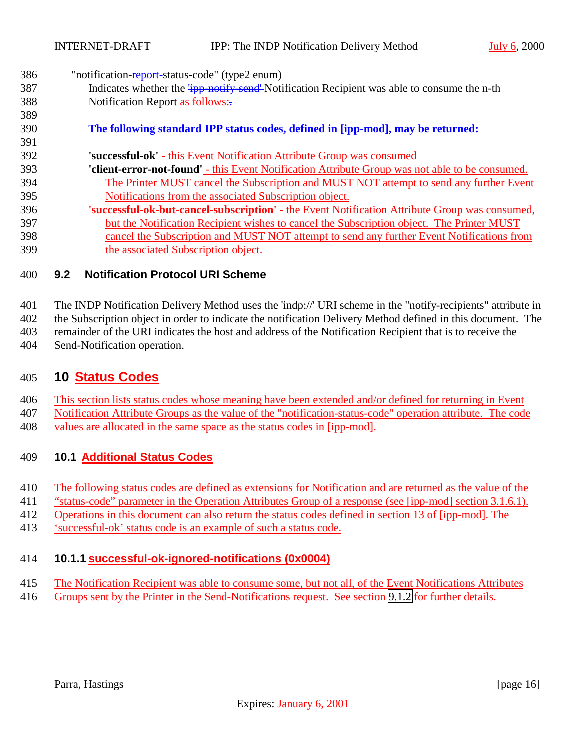"notification-report-status-code" (type2 enum)

Indicates whether the 'ipp-notify-send' Notification Recipient was able to consume the n-th Notification Report as follows:.

**The following standard IPP status codes, defined in [ipp-mod], may be returned:**

**'successful-ok'** - this Event Notification Attribute Group was consumed

**'client-error-not-found'** - this Event Notification Attribute Group was not able to be consumed. The Printer MUST cancel the Subscription and MUST NOT attempt to send any further Event Notifications from the associated Subscription object.

**'successful-ok-but-cancel-subscription'** - the Event Notification Attribute Group was consumed, but the Notification Recipient wishes to cancel the Subscription object. The Printer MUST cancel the Subscription and MUST NOT attempt to send any further Event Notifications from the associated Subscription object.

### 9.2 Notification Protocol URI Scheme

The INDP Notification Delivery Method uses the 'indp://' URI scheme in the "notify-recipients" attribute in the Subscription object in order to indicate the notification Delivery Method defined in this document. The remainder of the URI indicates the host and address of the Notification Recipient that is to receive the Send-Notification operation.

# 10 Status Codes

This section lists status codes whose meaning have been extended and/or defined for returning in Event Notification Attribute Groups as the value of the "notification-status-code" operation attribute. The code values are allocated in the same space as the status codes in [ipp-mod].

## 10.1 Additional Status Codes

The following status codes are defined as extensions for Notification and are returned as the value of the "status-code" parameter in the Operation Attributes Group of a response (see [ipp-mod] section 3.1.6.1). Operations in this document can also return the status codes defined in section 13 of [ipp-mod]. The 'successful-ok' status code is an example of such a status code.

### 10.1.1 successful-ok-ignored-notifications (0x0004)

The Notification Recipient was able to consume some, but not all, of the Event Notifications Attributes Groups sent by the Printer in the Send-Notifications request. See section 9.1.2 for further details.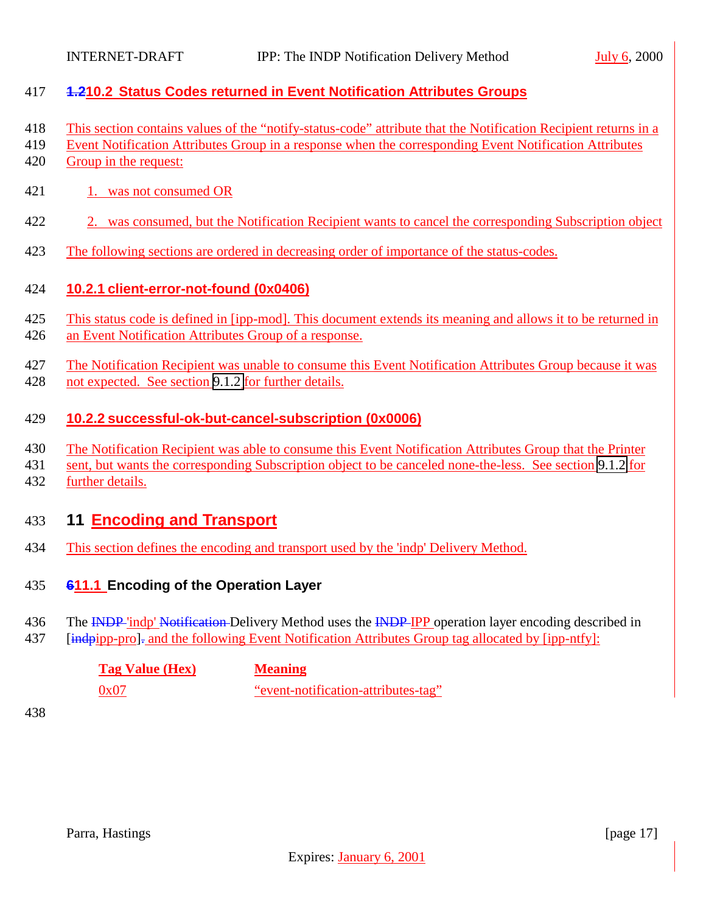### 1.210.2 Status Codes returned in Event Notification Attributes Groups

This section contains values of the “notify-status-code” attribute that the Notification Recipient returns in a Event Notification Attributes Group in a response when the corresponding Event Notification Attributes Group in the request:

1. was not consumed OR
2. was consumed, but the Notification Recipient wants to cancel the corresponding Subscription object

The following sections are ordered in decreasing order of importance of the status-codes.

#### 10.2.1 client-error-not-found (0x0406)

This status code is defined in [ipp-mod]. This document extends its meaning and allows it to be returned in an Event Notification Attributes Group of a response.

The Notification Recipient was unable to consume this Event Notification Attributes Group because it was not expected. See section 9.1.2 for further details.

#### 10.2.2 successful-ok-but-cancel-subscription (0x0006)

The Notification Recipient was able to consume this Event Notification Attributes Group that the Printer sent, but wants the corresponding Subscription object to be canceled none-the-less. See section 9.1.2 for further details.

## 11 Encoding and Transport

This section defines the encoding and transport used by the 'indp' Delivery Method.

### 611.1 Encoding of the Operation Layer

The INDP 'indp' Notification Delivery Method uses the INDP IPP operation layer encoding described in [indpipp-pro]. and the following Event Notification Attributes Group tag allocated by [ipp-ntfy]:

| Tag Value (Hex) | Meaning |
|---|---|
| 0x07 | “event-notification-attributes-tag” |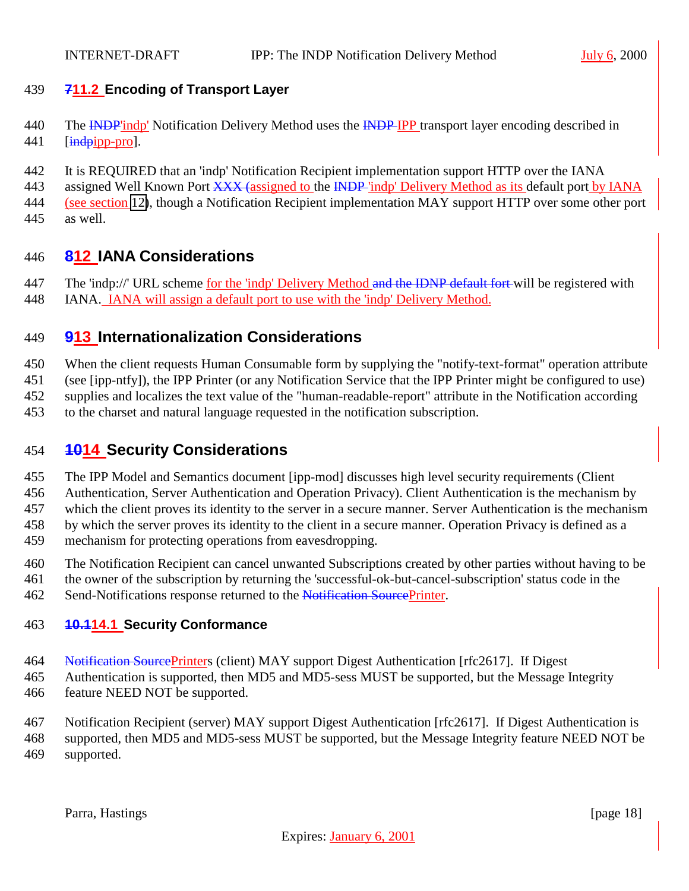## 711.2 Encoding of Transport Layer

The INDP'indp' Notification Delivery Method uses the INDP IPP transport layer encoding described in [indpipp-pro].

It is REQUIRED that an 'indp' Notification Recipient implementation support HTTP over the IANA assigned Well Known Port XXX (assigned to the INDP 'indp' Delivery Method as its default port by IANA (see section 12), though a Notification Recipient implementation MAY support HTTP over some other port as well.

# 812 IANA Considerations

The 'indp://' URL scheme for the 'indp' Delivery Method and the IDNP default fort will be registered with IANA. IANA will assign a default port to use with the 'indp' Delivery Method.

# 913 Internationalization Considerations

When the client requests Human Consumable form by supplying the "notify-text-format" operation attribute (see [ipp-ntfy]), the IPP Printer (or any Notification Service that the IPP Printer might be configured to use) supplies and localizes the text value of the "human-readable-report" attribute in the Notification according to the charset and natural language requested in the notification subscription.

# 1014 Security Considerations

The IPP Model and Semantics document [ipp-mod] discusses high level security requirements (Client Authentication, Server Authentication and Operation Privacy). Client Authentication is the mechanism by which the client proves its identity to the server in a secure manner. Server Authentication is the mechanism by which the server proves its identity to the client in a secure manner. Operation Privacy is defined as a mechanism for protecting operations from eavesdropping.

The Notification Recipient can cancel unwanted Subscriptions created by other parties without having to be the owner of the subscription by returning the 'successful-ok-but-cancel-subscription' status code in the Send-Notifications response returned to the Notification SourcePrinter.

## 10.114.1 Security Conformance

Notification SourcePrinters (client) MAY support Digest Authentication [rfc2617]. If Digest Authentication is supported, then MD5 and MD5-sess MUST be supported, but the Message Integrity feature NEED NOT be supported.

Notification Recipient (server) MAY support Digest Authentication [rfc2617]. If Digest Authentication is supported, then MD5 and MD5-sess MUST be supported, but the Message Integrity feature NEED NOT be supported.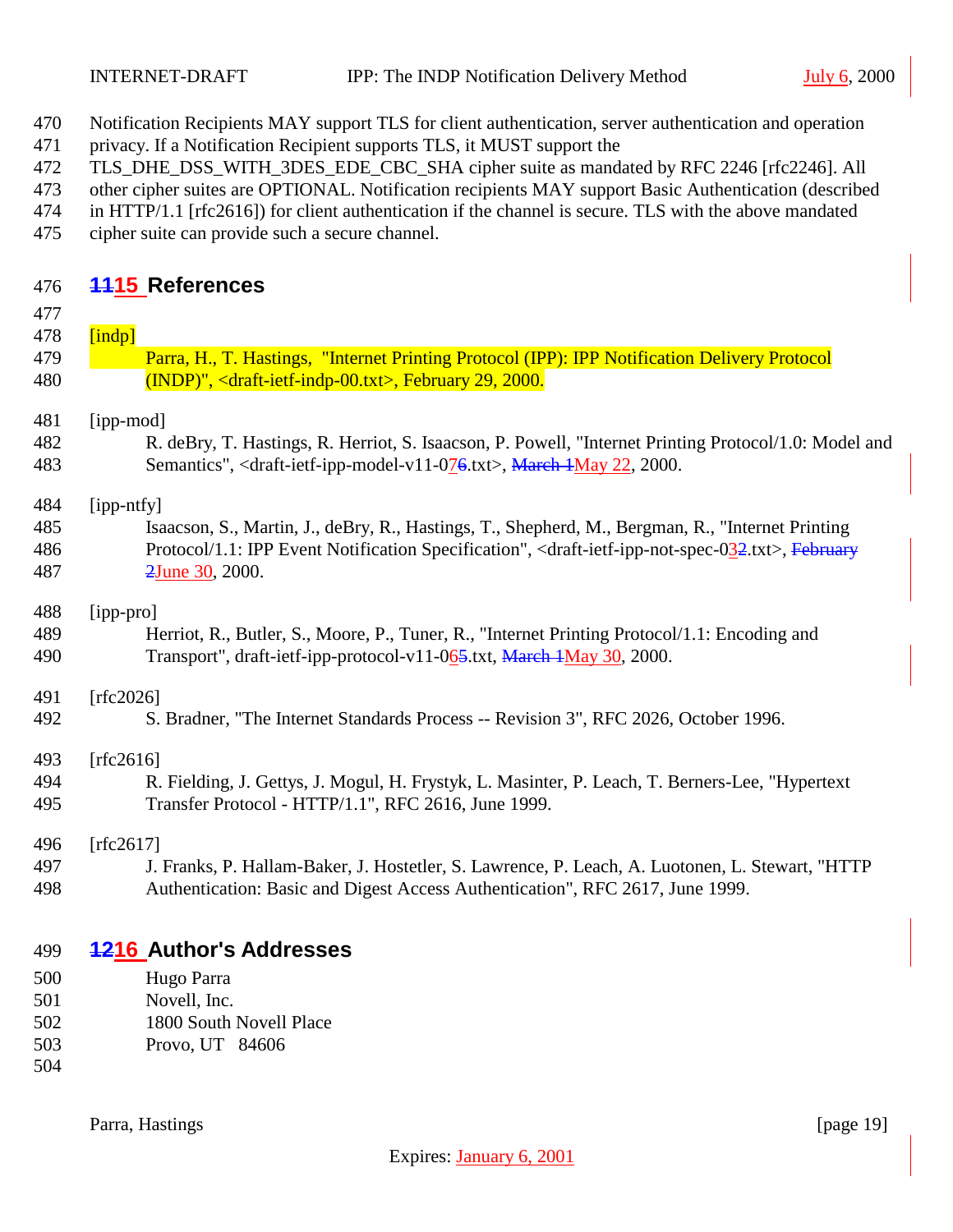Notification Recipients MAY support TLS for client authentication, server authentication and operation privacy. If a Notification Recipient supports TLS, it MUST support the TLS_DHE_DSS_WITH_3DES_EDE_CBC_SHA cipher suite as mandated by RFC 2246 [rfc2246]. All other cipher suites are OPTIONAL. Notification recipients MAY support Basic Authentication (described in HTTP/1.1 [rfc2616]) for client authentication if the channel is secure. TLS with the above mandated cipher suite can provide such a secure channel.

## 15 References

[indp]
Parra, H., T. Hastings, "Internet Printing Protocol (IPP): IPP Notification Delivery Protocol (INDP)", <draft-ietf-indp-00.txt>, February 29, 2000.

[ipp-mod]
R. deBry, T. Hastings, R. Herriot, S. Isaacson, P. Powell, "Internet Printing Protocol/1.0: Model and Semantics", <draft-ietf-ipp-model-v11-07.txt>, May 22, 2000.

[ipp-ntfy]
Isaacson, S., Martin, J., deBry, R., Hastings, T., Shepherd, M., Bergman, R., "Internet Printing Protocol/1.1: IPP Event Notification Specification", <draft-ietf-ipp-not-spec-03.txt>, June 30, 2000.

[ipp-pro]
Herriot, R., Butler, S., Moore, P., Tuner, R., "Internet Printing Protocol/1.1: Encoding and Transport", draft-ietf-ipp-protocol-v11-06.txt, May 30, 2000.

[rfc2026]
S. Bradner, "The Internet Standards Process -- Revision 3", RFC 2026, October 1996.

[rfc2616]
R. Fielding, J. Gettys, J. Mogul, H. Frystyk, L. Masinter, P. Leach, T. Berners-Lee, "Hypertext Transfer Protocol - HTTP/1.1", RFC 2616, June 1999.

[rfc2617]
J. Franks, P. Hallam-Baker, J. Hostetler, S. Lawrence, P. Leach, A. Luotonen, L. Stewart, "HTTP Authentication: Basic and Digest Access Authentication", RFC 2617, June 1999.

## 16 Author's Addresses

Hugo Parra
Novell, Inc.
1800 South Novell Place
Provo, UT 84606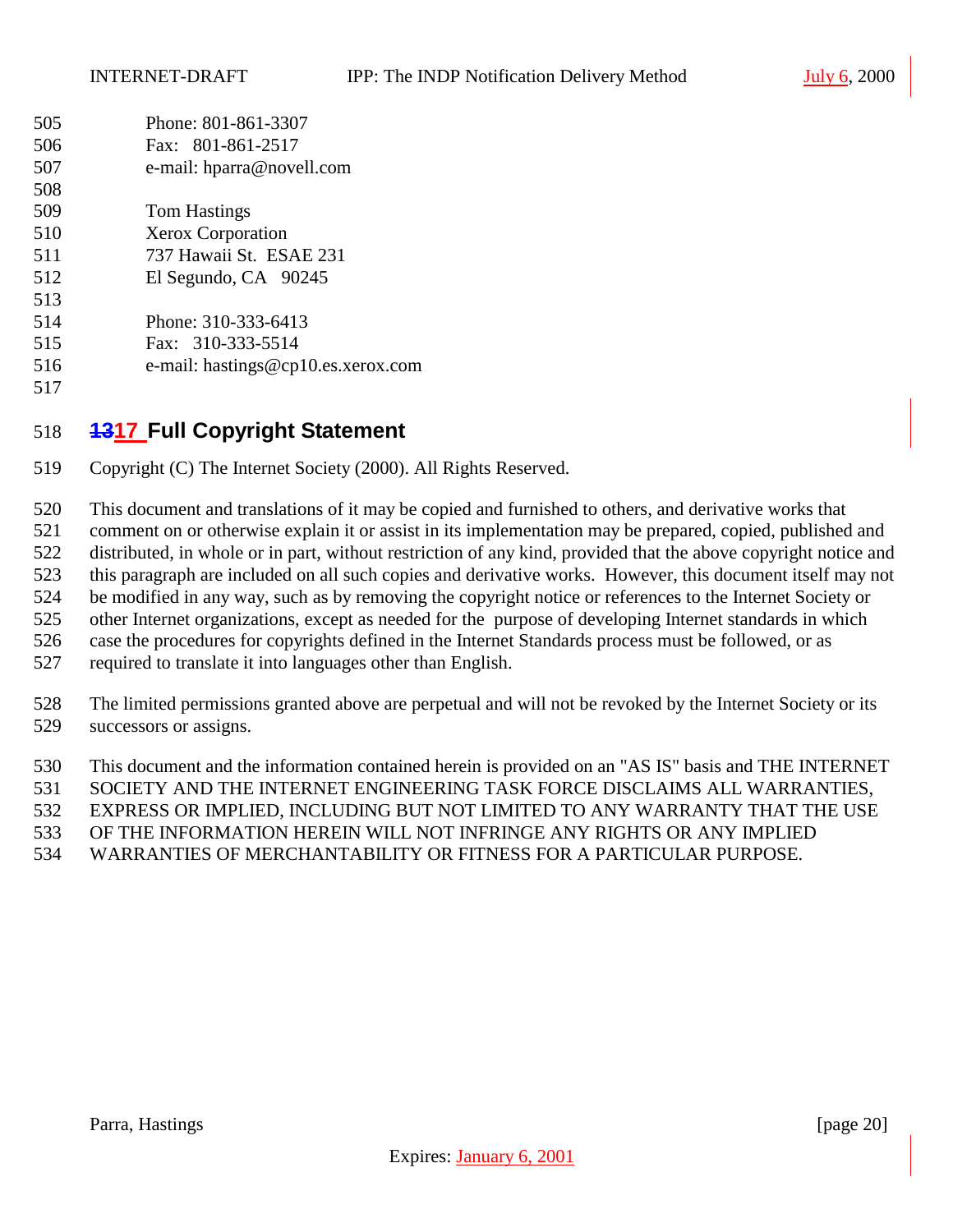Phone: 801-861-3307
Fax: 801-861-2517
e-mail: hparra@novell.com

Tom Hastings
Xerox Corporation
737 Hawaii St. ESAE 231
El Segundo, CA 90245

Phone: 310-333-6413
Fax: 310-333-5514
e-mail: hastings@cp10.es.xerox.com

## ~~13~~17 Full Copyright Statement

Copyright (C) The Internet Society (2000). All Rights Reserved.

This document and translations of it may be copied and furnished to others, and derivative works that comment on or otherwise explain it or assist in its implementation may be prepared, copied, published and distributed, in whole or in part, without restriction of any kind, provided that the above copyright notice and this paragraph are included on all such copies and derivative works. However, this document itself may not be modified in any way, such as by removing the copyright notice or references to the Internet Society or other Internet organizations, except as needed for the purpose of developing Internet standards in which case the procedures for copyrights defined in the Internet Standards process must be followed, or as required to translate it into languages other than English.

The limited permissions granted above are perpetual and will not be revoked by the Internet Society or its successors or assigns.

This document and the information contained herein is provided on an "AS IS" basis and THE INTERNET SOCIETY AND THE INTERNET ENGINEERING TASK FORCE DISCLAIMS ALL WARRANTIES, EXPRESS OR IMPLIED, INCLUDING BUT NOT LIMITED TO ANY WARRANTY THAT THE USE OF THE INFORMATION HEREIN WILL NOT INFRINGE ANY RIGHTS OR ANY IMPLIED WARRANTIES OF MERCHANTABILITY OR FITNESS FOR A PARTICULAR PURPOSE.